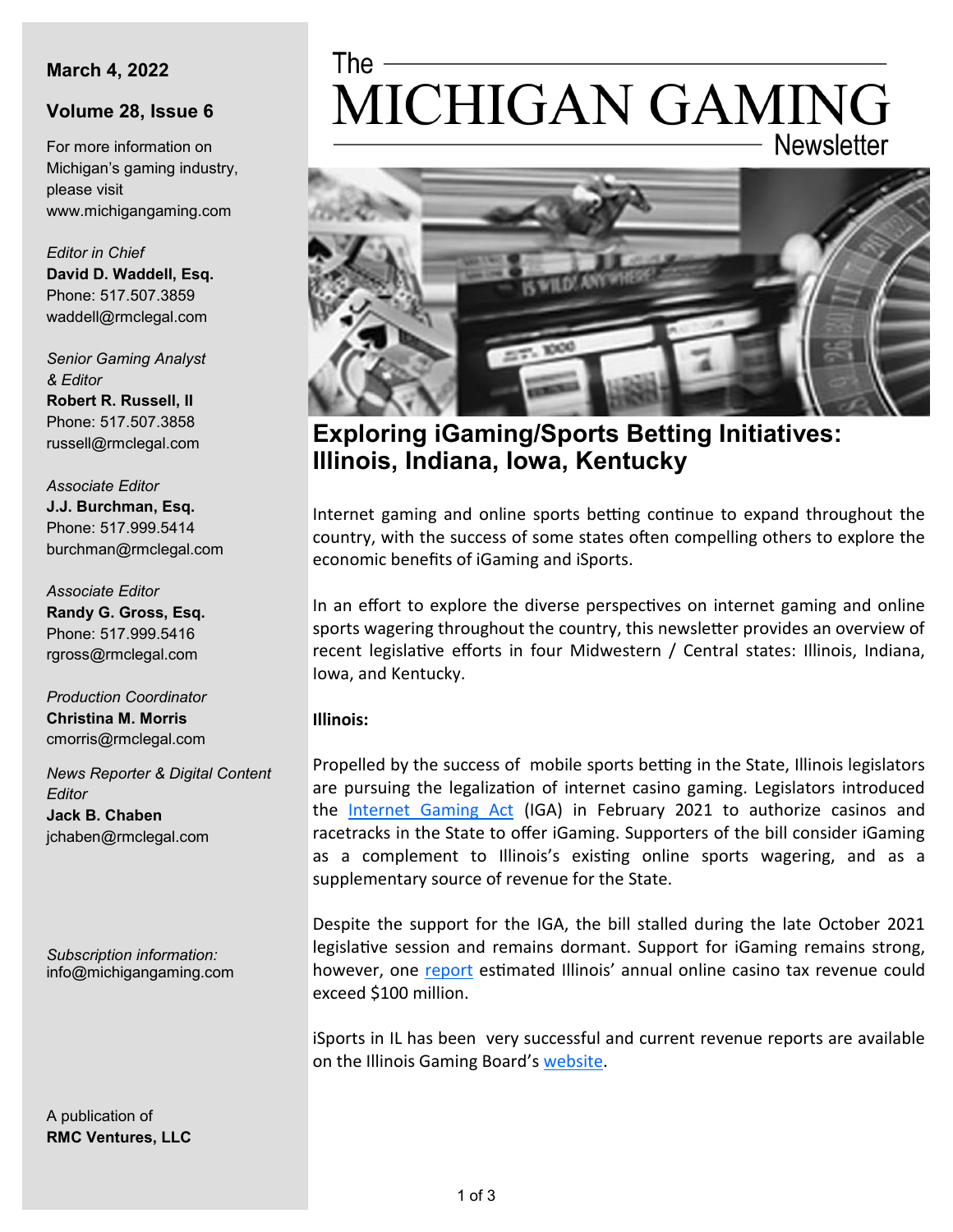# The MICHIGAN GAMING Newsletter

**March 4, 2022**

**Volume 28, Issue 6**

For more information on Michigan's gaming industry, please visit www.michigangaming.com

*Editor in Chief*
**David D. Waddell, Esq.**
Phone: 517.507.3859
waddell@rmclegal.com

*Senior Gaming Analyst & Editor*
**Robert R. Russell, II**
Phone: 517.507.3858
russell@rmclegal.com

*Associate Editor*
**J.J. Burchman, Esq.**
Phone: 517.999.5414
burchman@rmclegal.com

*Associate Editor*
**Randy G. Gross, Esq.**
Phone: 517.999.5416
rgross@rmclegal.com

*Production Coordinator*
**Christina M. Morris**
cmorris@rmclegal.com

*News Reporter & Digital Content Editor*
**Jack B. Chaben**
jchaben@rmclegal.com

*Subscription information:*
info@michigangaming.com

A publication of
**RMC Ventures, LLC**

## Exploring iGaming/Sports Betting Initiatives: Illinois, Indiana, Iowa, Kentucky

Internet gaming and online sports betting continue to expand throughout the country, with the success of some states often compelling others to explore the economic benefits of iGaming and iSports.

In an effort to explore the diverse perspectives on internet gaming and online sports wagering throughout the country, this newsletter provides an overview of recent legislative efforts in four Midwestern / Central states: Illinois, Indiana, Iowa, and Kentucky.

**Illinois:**

Propelled by the success of mobile sports betting in the State, Illinois legislators are pursuing the legalization of internet casino gaming. Legislators introduced the Internet Gaming Act (IGA) in February 2021 to authorize casinos and racetracks in the State to offer iGaming. Supporters of the bill consider iGaming as a complement to Illinois's existing online sports wagering, and as a supplementary source of revenue for the State.

Despite the support for the IGA, the bill stalled during the late October 2021 legislative session and remains dormant. Support for iGaming remains strong, however, one report estimated Illinois' annual online casino tax revenue could exceed $100 million.

iSports in IL has been very successful and current revenue reports are available on the Illinois Gaming Board's website.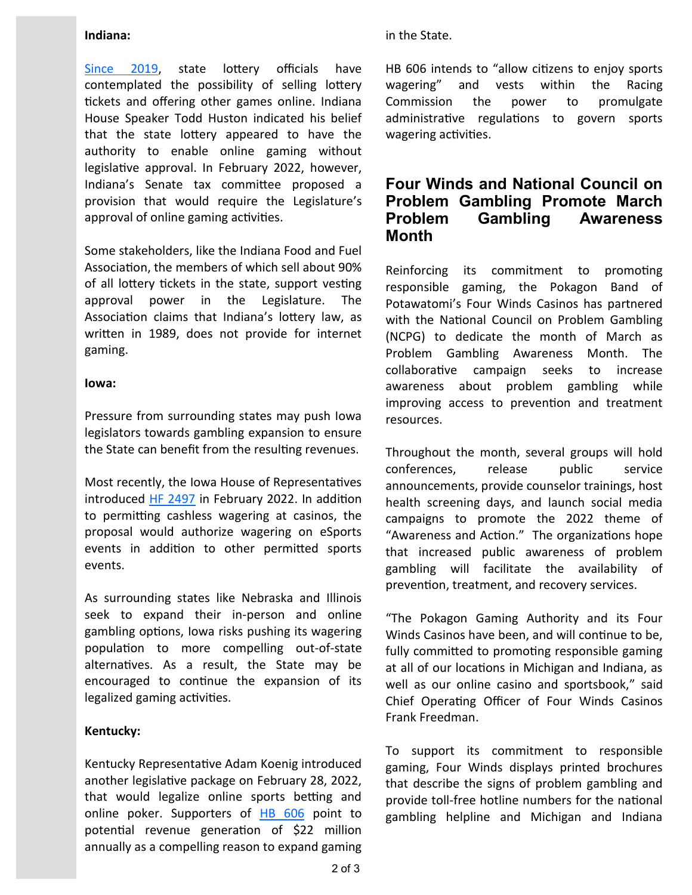**Indiana:**

Since 2019, state lottery officials have contemplated the possibility of selling lottery tickets and offering other games online. Indiana House Speaker Todd Huston indicated his belief that the state lottery appeared to have the authority to enable online gaming without legislative approval. In February 2022, however, Indiana's Senate tax committee proposed a provision that would require the Legislature's approval of online gaming activities.

Some stakeholders, like the Indiana Food and Fuel Association, the members of which sell about 90% of all lottery tickets in the state, support vesting approval power in the Legislature. The Association claims that Indiana's lottery law, as written in 1989, does not provide for internet gaming.

**Iowa:**

Pressure from surrounding states may push Iowa legislators towards gambling expansion to ensure the State can benefit from the resulting revenues.

Most recently, the Iowa House of Representatives introduced HF 2497 in February 2022. In addition to permitting cashless wagering at casinos, the proposal would authorize wagering on eSports events in addition to other permitted sports events.

As surrounding states like Nebraska and Illinois seek to expand their in-person and online gambling options, Iowa risks pushing its wagering population to more compelling out-of-state alternatives. As a result, the State may be encouraged to continue the expansion of its legalized gaming activities.

**Kentucky:**

Kentucky Representative Adam Koenig introduced another legislative package on February 28, 2022, that would legalize online sports betting and online poker. Supporters of HB 606 point to potential revenue generation of $22 million annually as a compelling reason to expand gaming in the State.

HB 606 intends to "allow citizens to enjoy sports wagering" and vests within the Racing Commission the power to promulgate administrative regulations to govern sports wagering activities.

## Four Winds and National Council on Problem Gambling Promote March Problem Gambling Awareness Month

Reinforcing its commitment to promoting responsible gaming, the Pokagon Band of Potawatomi's Four Winds Casinos has partnered with the National Council on Problem Gambling (NCPG) to dedicate the month of March as Problem Gambling Awareness Month. The collaborative campaign seeks to increase awareness about problem gambling while improving access to prevention and treatment resources.

Throughout the month, several groups will hold conferences, release public service announcements, provide counselor trainings, host health screening days, and launch social media campaigns to promote the 2022 theme of "Awareness and Action." The organizations hope that increased public awareness of problem gambling will facilitate the availability of prevention, treatment, and recovery services.

"The Pokagon Gaming Authority and its Four Winds Casinos have been, and will continue to be, fully committed to promoting responsible gaming at all of our locations in Michigan and Indiana, as well as our online casino and sportsbook," said Chief Operating Officer of Four Winds Casinos Frank Freedman.

To support its commitment to responsible gaming, Four Winds displays printed brochures that describe the signs of problem gambling and provide toll-free hotline numbers for the national gambling helpline and Michigan and Indiana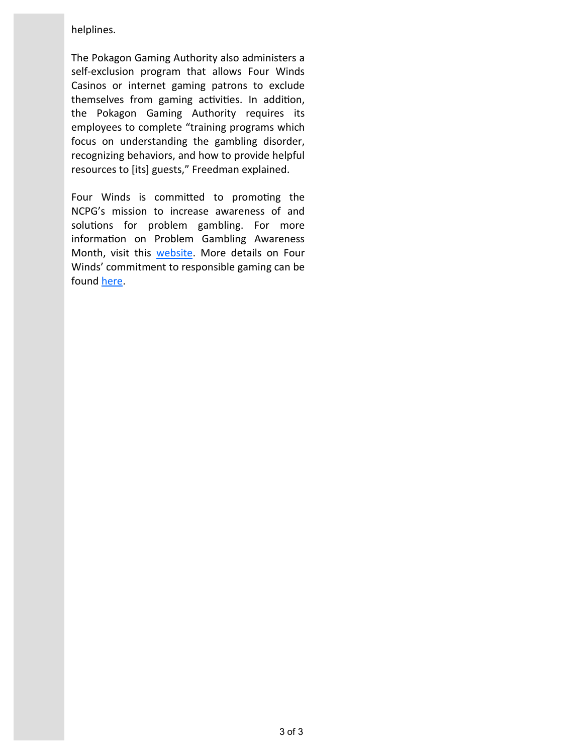helplines.

The Pokagon Gaming Authority also administers a self-exclusion program that allows Four Winds Casinos or internet gaming patrons to exclude themselves from gaming activities. In addition, the Pokagon Gaming Authority requires its employees to complete “training programs which focus on understanding the gambling disorder, recognizing behaviors, and how to provide helpful resources to [its] guests,” Freedman explained.

Four Winds is committed to promoting the NCPG’s mission to increase awareness of and solutions for problem gambling. For more information on Problem Gambling Awareness Month, visit this website. More details on Four Winds’ commitment to responsible gaming can be found here.